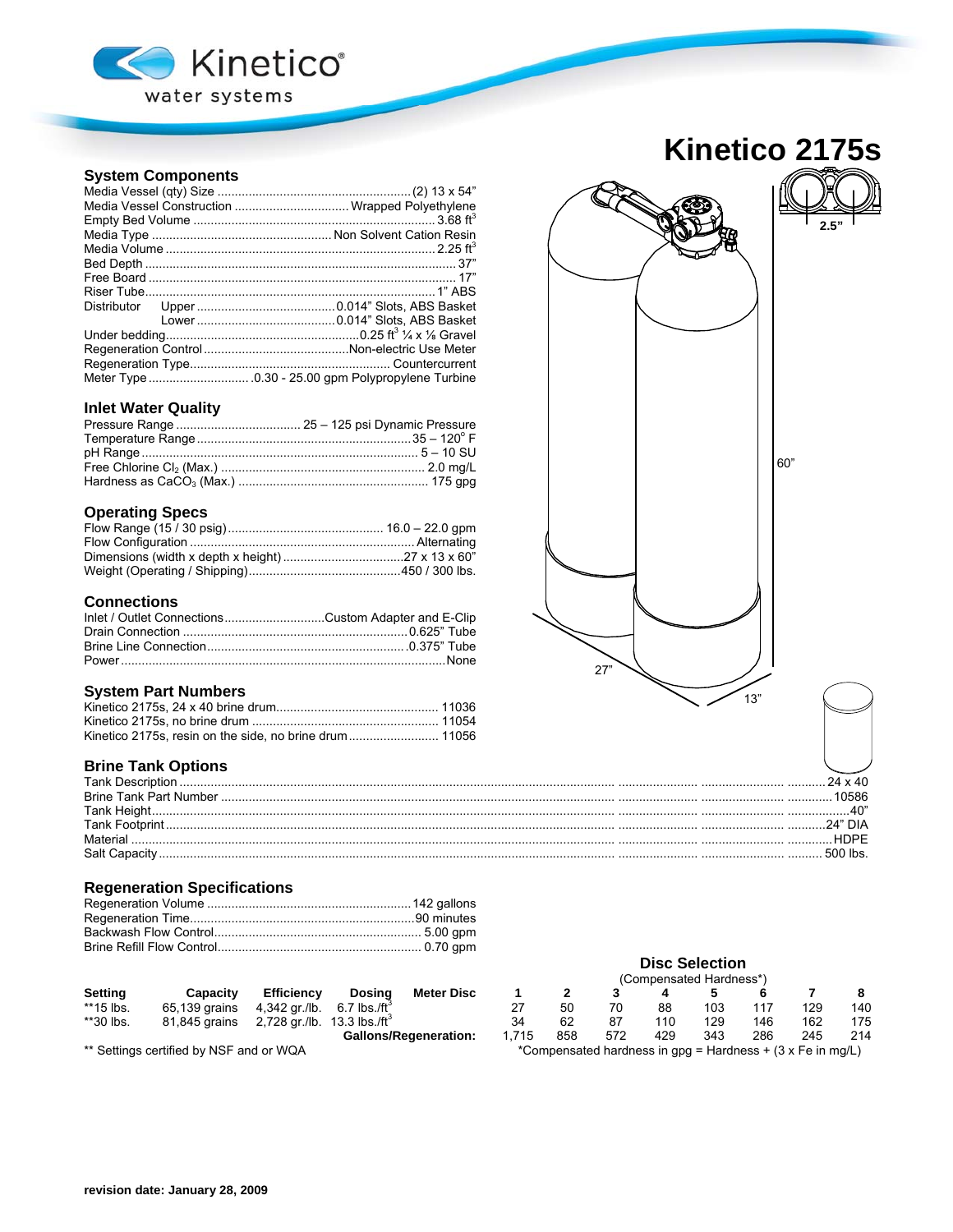Kinetico®
water systems

# Kinetico 2175s

## System Components

| | |
|---|---|
| Media Vessel (qty) Size | (2) 13 x 54" |
| Media Vessel Construction | Wrapped Polyethylene |
| Empty Bed Volume | 3.68 $ft^3$ |
| Media Type | Non Solvent Cation Resin |
| Media Volume | 2.25 $ft^3$ |
| Bed Depth | 37" |
| Free Board | 17" |
| Riser Tube | 1" ABS |
| Distributor Upper | 0.014" Slots, ABS Basket |
| Distributor Lower | 0.014" Slots, ABS Basket |
| Under bedding | 0.25 $ft^3$ ¼ x ⅛ Gravel |
| Regeneration Control | Non-electric Use Meter |
| Regeneration Type | Countercurrent |
| Meter Type | 0.30 - 25.00 gpm Polypropylene Turbine |

## Inlet Water Quality

| | |
|---|---|
| Pressure Range | 25 – 125 psi Dynamic Pressure |
| Temperature Range | 35 – 120° F |
| pH Range | 5 – 10 SU |
| Free Chlorine $Cl_2$ (Max.) | 2.0 mg/L |
| Hardness as $CaCO_3$ (Max.) | 175 gpg |

## Operating Specs

| | |
|---|---|
| Flow Range (15 / 30 psig) | 16.0 – 22.0 gpm |
| Flow Configuration | Alternating |
| Dimensions (width x depth x height) | 27 x 13 x 60" |
| Weight (Operating / Shipping) | 450 / 300 lbs. |

## Connections

| | |
|---|---|
| Inlet / Outlet Connections | Custom Adapter and E-Clip |
| Drain Connection | 0.625" Tube |
| Brine Line Connection | 0.375" Tube |
| Power | None |

## System Part Numbers

| | |
|---|---|
| Kinetico 2175s, 24 x 40 brine drum | 11036 |
| Kinetico 2175s, no brine drum | 11054 |
| Kinetico 2175s, resin on the side, no brine drum | 11056 |

2.5"
60"
27"
13"

## Brine Tank Options

| | |
|---|---|
| Tank Description | 24 x 40 |
| Brine Tank Part Number | 10586 |
| Tank Height | 40" |
| Tank Footprint | 24" DIA |
| Material | HDPE |
| Salt Capacity | 500 lbs. |

## Regeneration Specifications

| | |
|---|---|
| Regeneration Volume | 142 gallons |
| Regeneration Time | 90 minutes |
| Backwash Flow Control | 5.00 gpm |
| Brine Refill Flow Control | 0.70 gpm |

| Setting | Capacity | Efficiency | Dosing |
|---|---|---|---|
| **15 lbs. | 65,139 grains | 4,342 gr./lb. | 6.7 lbs./$ft^3$ |
| **30 lbs. | 81,845 grains | 2,728 gr./lb. | 13.3 lbs./$ft^3$ |

** Settings certified by NSF and or WQA

### Disc Selection

(Compensated Hardness*)

| Meter Disc | 1 | 2 | 3 | 4 | 5 | 6 | 7 | 8 |
|---|---|---|---|---|---|---|---|---|
| | 27 | 50 | 70 | 88 | 103 | 117 | 129 | 140 |
| | 34 | 62 | 87 | 110 | 129 | 146 | 162 | 175 |
| **Gallons/Regeneration:** | 1,715 | 858 | 572 | 429 | 343 | 286 | 245 | 214 |

*Compensated hardness in gpg = Hardness + (3 x Fe in mg/L)

**revision date: January 28, 2009**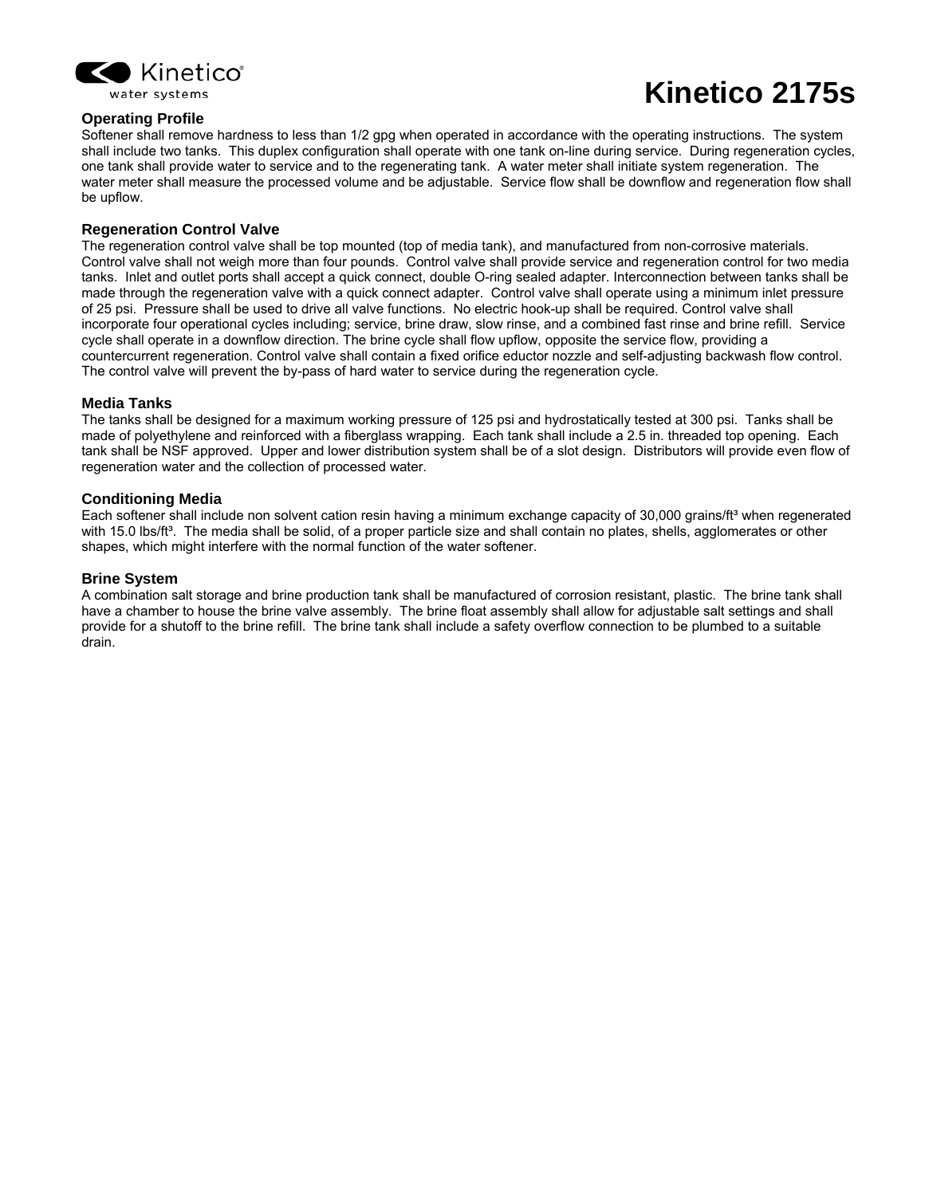# Kinetico 2175s

### Operating Profile

Softener shall remove hardness to less than 1/2 gpg when operated in accordance with the operating instructions. The system shall include two tanks. This duplex configuration shall operate with one tank on-line during service. During regeneration cycles, one tank shall provide water to service and to the regenerating tank. A water meter shall initiate system regeneration. The water meter shall measure the processed volume and be adjustable. Service flow shall be downflow and regeneration flow shall be upflow.

### Regeneration Control Valve

The regeneration control valve shall be top mounted (top of media tank), and manufactured from non-corrosive materials. Control valve shall not weigh more than four pounds. Control valve shall provide service and regeneration control for two media tanks. Inlet and outlet ports shall accept a quick connect, double O-ring sealed adapter. Interconnection between tanks shall be made through the regeneration valve with a quick connect adapter. Control valve shall operate using a minimum inlet pressure of 25 psi. Pressure shall be used to drive all valve functions. No electric hook-up shall be required. Control valve shall incorporate four operational cycles including; service, brine draw, slow rinse, and a combined fast rinse and brine refill. Service cycle shall operate in a downflow direction. The brine cycle shall flow upflow, opposite the service flow, providing a countercurrent regeneration. Control valve shall contain a fixed orifice eductor nozzle and self-adjusting backwash flow control. The control valve will prevent the by-pass of hard water to service during the regeneration cycle.

### Media Tanks

The tanks shall be designed for a maximum working pressure of 125 psi and hydrostatically tested at 300 psi. Tanks shall be made of polyethylene and reinforced with a fiberglass wrapping. Each tank shall include a 2.5 in. threaded top opening. Each tank shall be NSF approved. Upper and lower distribution system shall be of a slot design. Distributors will provide even flow of regeneration water and the collection of processed water.

### Conditioning Media

Each softener shall include non solvent cation resin having a minimum exchange capacity of 30,000 grains/ft$^3$ when regenerated with 15.0 lbs/ft$^3$. The media shall be solid, of a proper particle size and shall contain no plates, shells, agglomerates or other shapes, which might interfere with the normal function of the water softener.

### Brine System

A combination salt storage and brine production tank shall be manufactured of corrosion resistant, plastic. The brine tank shall have a chamber to house the brine valve assembly. The brine float assembly shall allow for adjustable salt settings and shall provide for a shutoff to the brine refill. The brine tank shall include a safety overflow connection to be plumbed to a suitable drain.